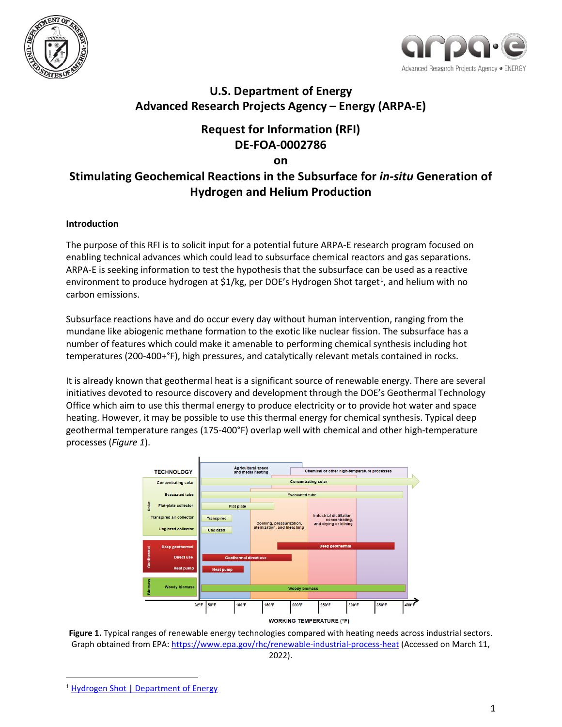# U.S. Department of Energy
# Advanced Research Projects Agency – Energy (ARPA-E)

## Request for Information (RFI)
## DE-FOA-0002786
## on
## Stimulating Geochemical Reactions in the Subsurface for *in-situ* Generation of Hydrogen and Helium Production

### Introduction

The purpose of this RFI is to solicit input for a potential future ARPA-E research program focused on enabling technical advances which could lead to subsurface chemical reactors and gas separations. ARPA-E is seeking information to test the hypothesis that the subsurface can be used as a reactive environment to produce hydrogen at $1/kg, per DOE's Hydrogen Shot target[1], and helium with no carbon emissions.

Subsurface reactions have and do occur every day without human intervention, ranging from the mundane like abiogenic methane formation to the exotic like nuclear fission. The subsurface has a number of features which could make it amenable to performing chemical synthesis including hot temperatures (200-400+°F), high pressures, and catalytically relevant metals contained in rocks.

It is already known that geothermal heat is a significant source of renewable energy. There are several initiatives devoted to resource discovery and development through the DOE's Geothermal Technology Office which aim to use this thermal energy to produce electricity or to provide hot water and space heating. However, it may be possible to use this thermal energy for chemical synthesis. Typical deep geothermal temperature ranges (175-400°F) overlap well with chemical and other high-temperature processes (*Figure 1*).

**Figure 1.** Typical ranges of renewable energy technologies compared with heating needs across industrial sectors. Graph obtained from EPA: https://www.epa.gov/rhc/renewable-industrial-process-heat (Accessed on March 11, 2022).

[1] Hydrogen Shot | Department of Energy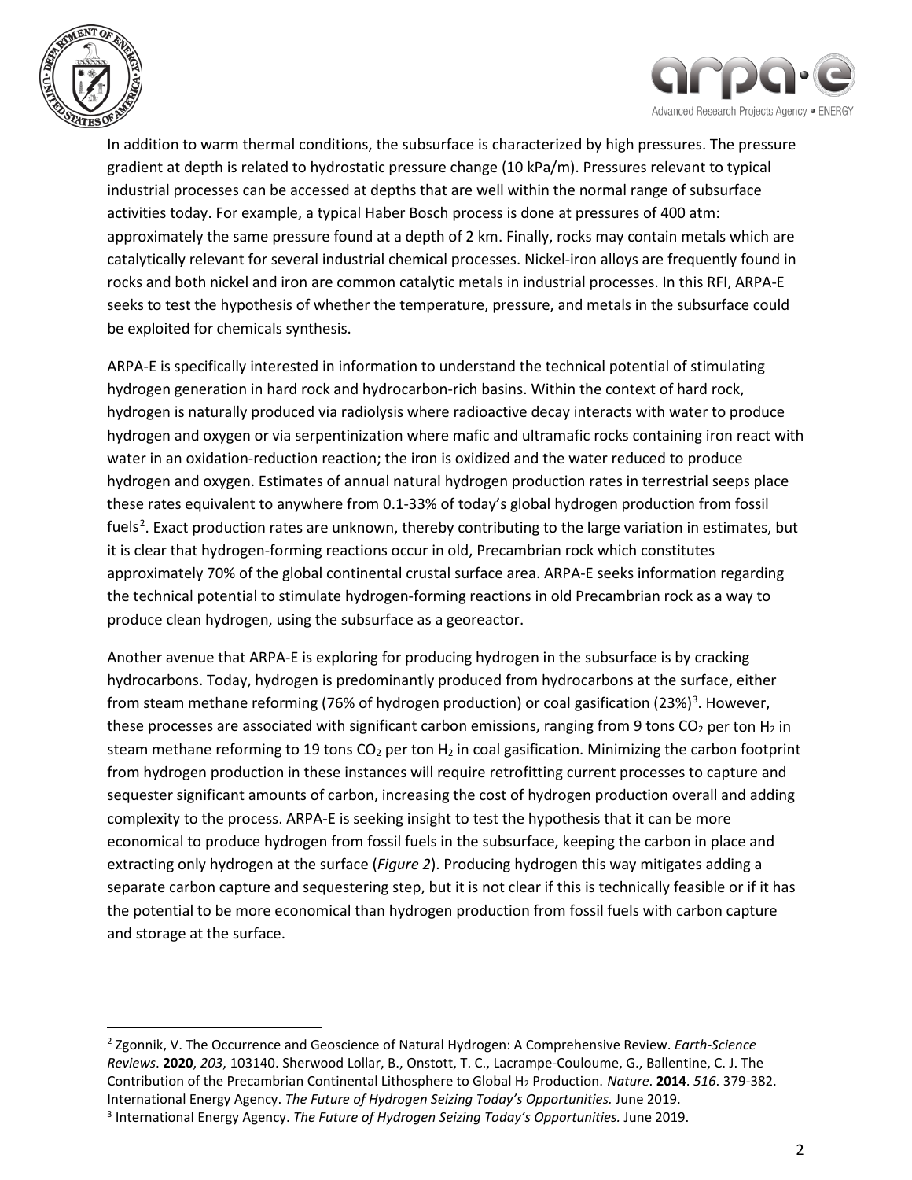In addition to warm thermal conditions, the subsurface is characterized by high pressures. The pressure gradient at depth is related to hydrostatic pressure change (10 kPa/m). Pressures relevant to typical industrial processes can be accessed at depths that are well within the normal range of subsurface activities today. For example, a typical Haber Bosch process is done at pressures of 400 atm: approximately the same pressure found at a depth of 2 km. Finally, rocks may contain metals which are catalytically relevant for several industrial chemical processes. Nickel-iron alloys are frequently found in rocks and both nickel and iron are common catalytic metals in industrial processes. In this RFI, ARPA-E seeks to test the hypothesis of whether the temperature, pressure, and metals in the subsurface could be exploited for chemicals synthesis.

ARPA-E is specifically interested in information to understand the technical potential of stimulating hydrogen generation in hard rock and hydrocarbon-rich basins. Within the context of hard rock, hydrogen is naturally produced via radiolysis where radioactive decay interacts with water to produce hydrogen and oxygen or via serpentinization where mafic and ultramafic rocks containing iron react with water in an oxidation-reduction reaction; the iron is oxidized and the water reduced to produce hydrogen and oxygen. Estimates of annual natural hydrogen production rates in terrestrial seeps place these rates equivalent to anywhere from 0.1-33% of today's global hydrogen production from fossil fuels[2]. Exact production rates are unknown, thereby contributing to the large variation in estimates, but it is clear that hydrogen-forming reactions occur in old, Precambrian rock which constitutes approximately 70% of the global continental crustal surface area. ARPA-E seeks information regarding the technical potential to stimulate hydrogen-forming reactions in old Precambrian rock as a way to produce clean hydrogen, using the subsurface as a georeactor.

Another avenue that ARPA-E is exploring for producing hydrogen in the subsurface is by cracking hydrocarbons. Today, hydrogen is predominantly produced from hydrocarbons at the surface, either from steam methane reforming (76% of hydrogen production) or coal gasification (23%)[3]. However, these processes are associated with significant carbon emissions, ranging from 9 tons $CO_2$ per ton $H_2$ in steam methane reforming to 19 tons $CO_2$ per ton $H_2$ in coal gasification. Minimizing the carbon footprint from hydrogen production in these instances will require retrofitting current processes to capture and sequester significant amounts of carbon, increasing the cost of hydrogen production overall and adding complexity to the process. ARPA-E is seeking insight to test the hypothesis that it can be more economical to produce hydrogen from fossil fuels in the subsurface, keeping the carbon in place and extracting only hydrogen at the surface (*Figure 2*). Producing hydrogen this way mitigates adding a separate carbon capture and sequestering step, but it is not clear if this is technically feasible or if it has the potential to be more economical than hydrogen production from fossil fuels with carbon capture and storage at the surface.

---

[2] Zgonnik, V. The Occurrence and Geoscience of Natural Hydrogen: A Comprehensive Review. *Earth-Science Reviews*. **2020**, *203*, 103140. Sherwood Lollar, B., Onstott, T. C., Lacrampe-Couloume, G., Ballentine, C. J. The Contribution of the Precambrian Continental Lithosphere to Global $H_2$ Production. *Nature*. **2014**. *516*. 379-382. International Energy Agency. *The Future of Hydrogen Seizing Today's Opportunities.* June 2019.

[3] International Energy Agency. *The Future of Hydrogen Seizing Today's Opportunities.* June 2019.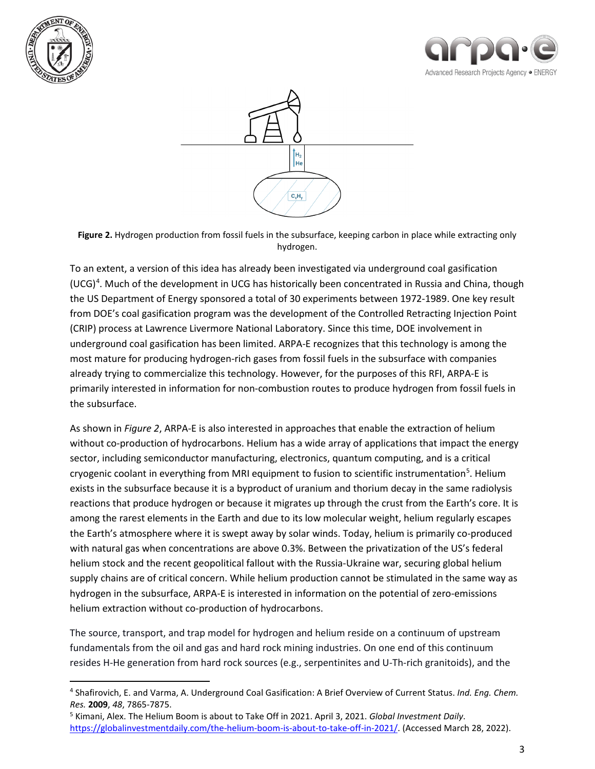**Figure 2.** Hydrogen production from fossil fuels in the subsurface, keeping carbon in place while extracting only hydrogen.

To an extent, a version of this idea has already been investigated via underground coal gasification (UCG)[4]. Much of the development in UCG has historically been concentrated in Russia and China, though the US Department of Energy sponsored a total of 30 experiments between 1972-1989. One key result from DOE's coal gasification program was the development of the Controlled Retracting Injection Point (CRIP) process at Lawrence Livermore National Laboratory. Since this time, DOE involvement in underground coal gasification has been limited. ARPA-E recognizes that this technology is among the most mature for producing hydrogen-rich gases from fossil fuels in the subsurface with companies already trying to commercialize this technology. However, for the purposes of this RFI, ARPA-E is primarily interested in information for non-combustion routes to produce hydrogen from fossil fuels in the subsurface.

As shown in *Figure 2*, ARPA-E is also interested in approaches that enable the extraction of helium without co-production of hydrocarbons. Helium has a wide array of applications that impact the energy sector, including semiconductor manufacturing, electronics, quantum computing, and is a critical cryogenic coolant in everything from MRI equipment to fusion to scientific instrumentation[5]. Helium exists in the subsurface because it is a byproduct of uranium and thorium decay in the same radiolysis reactions that produce hydrogen or because it migrates up through the crust from the Earth's core. It is among the rarest elements in the Earth and due to its low molecular weight, helium regularly escapes the Earth's atmosphere where it is swept away by solar winds. Today, helium is primarily co-produced with natural gas when concentrations are above 0.3%. Between the privatization of the US's federal helium stock and the recent geopolitical fallout with the Russia-Ukraine war, securing global helium supply chains are of critical concern. While helium production cannot be stimulated in the same way as hydrogen in the subsurface, ARPA-E is interested in information on the potential of zero-emissions helium extraction without co-production of hydrocarbons.

The source, transport, and trap model for hydrogen and helium reside on a continuum of upstream fundamentals from the oil and gas and hard rock mining industries. On one end of this continuum resides H-He generation from hard rock sources (e.g., serpentinites and U-Th-rich granitoids), and the

---

[4] Shafirovich, E. and Varma, A. Underground Coal Gasification: A Brief Overview of Current Status. *Ind. Eng. Chem. Res.* **2009**, *48*, 7865-7875.

[5] Kimani, Alex. The Helium Boom is about to Take Off in 2021. April 3, 2021. *Global Investment Daily*. https://globalinvestmentdaily.com/the-helium-boom-is-about-to-take-off-in-2021/. (Accessed March 28, 2022).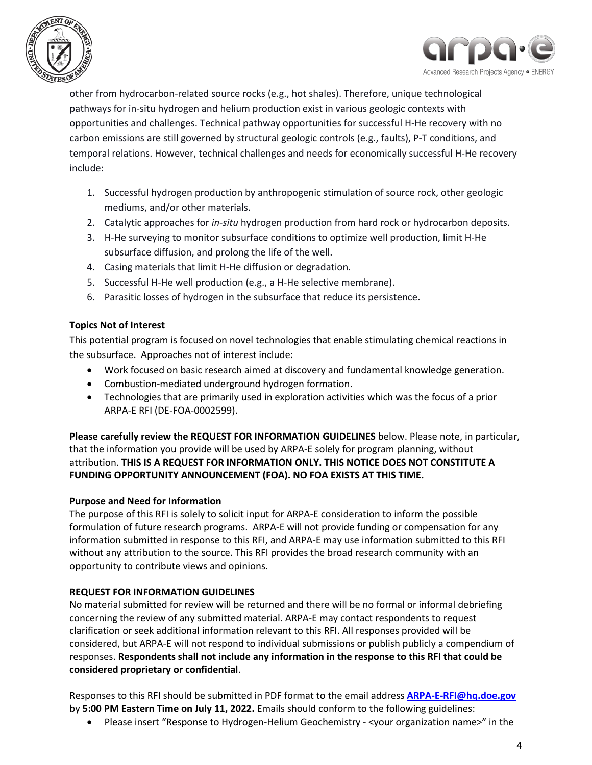other from hydrocarbon-related source rocks (e.g., hot shales). Therefore, unique technological pathways for in-situ hydrogen and helium production exist in various geologic contexts with opportunities and challenges. Technical pathway opportunities for successful H-He recovery with no carbon emissions are still governed by structural geologic controls (e.g., faults), P-T conditions, and temporal relations. However, technical challenges and needs for economically successful H-He recovery include:

1. Successful hydrogen production by anthropogenic stimulation of source rock, other geologic mediums, and/or other materials.
2. Catalytic approaches for *in-situ* hydrogen production from hard rock or hydrocarbon deposits.
3. H-He surveying to monitor subsurface conditions to optimize well production, limit H-He subsurface diffusion, and prolong the life of the well.
4. Casing materials that limit H-He diffusion or degradation.
5. Successful H-He well production (e.g., a H-He selective membrane).
6. Parasitic losses of hydrogen in the subsurface that reduce its persistence.

**Topics Not of Interest**

This potential program is focused on novel technologies that enable stimulating chemical reactions in the subsurface. Approaches not of interest include:

- Work focused on basic research aimed at discovery and fundamental knowledge generation.
- Combustion-mediated underground hydrogen formation.
- Technologies that are primarily used in exploration activities which was the focus of a prior ARPA-E RFI (DE-FOA-0002599).

**Please carefully review the REQUEST FOR INFORMATION GUIDELINES** below. Please note, in particular, that the information you provide will be used by ARPA-E solely for program planning, without attribution. **THIS IS A REQUEST FOR INFORMATION ONLY. THIS NOTICE DOES NOT CONSTITUTE A FUNDING OPPORTUNITY ANNOUNCEMENT (FOA). NO FOA EXISTS AT THIS TIME.**

**Purpose and Need for Information**

The purpose of this RFI is solely to solicit input for ARPA-E consideration to inform the possible formulation of future research programs. ARPA-E will not provide funding or compensation for any information submitted in response to this RFI, and ARPA-E may use information submitted to this RFI without any attribution to the source. This RFI provides the broad research community with an opportunity to contribute views and opinions.

**REQUEST FOR INFORMATION GUIDELINES**

No material submitted for review will be returned and there will be no formal or informal debriefing concerning the review of any submitted material. ARPA-E may contact respondents to request clarification or seek additional information relevant to this RFI. All responses provided will be considered, but ARPA-E will not respond to individual submissions or publish publicly a compendium of responses. **Respondents shall not include any information in the response to this RFI that could be considered proprietary or confidential**.

Responses to this RFI should be submitted in PDF format to the email address **ARPA-E-RFI@hq.doe.gov** by **5:00 PM Eastern Time on July 11, 2022.** Emails should conform to the following guidelines:

- Please insert "Response to Hydrogen-Helium Geochemistry - <your organization name>" in the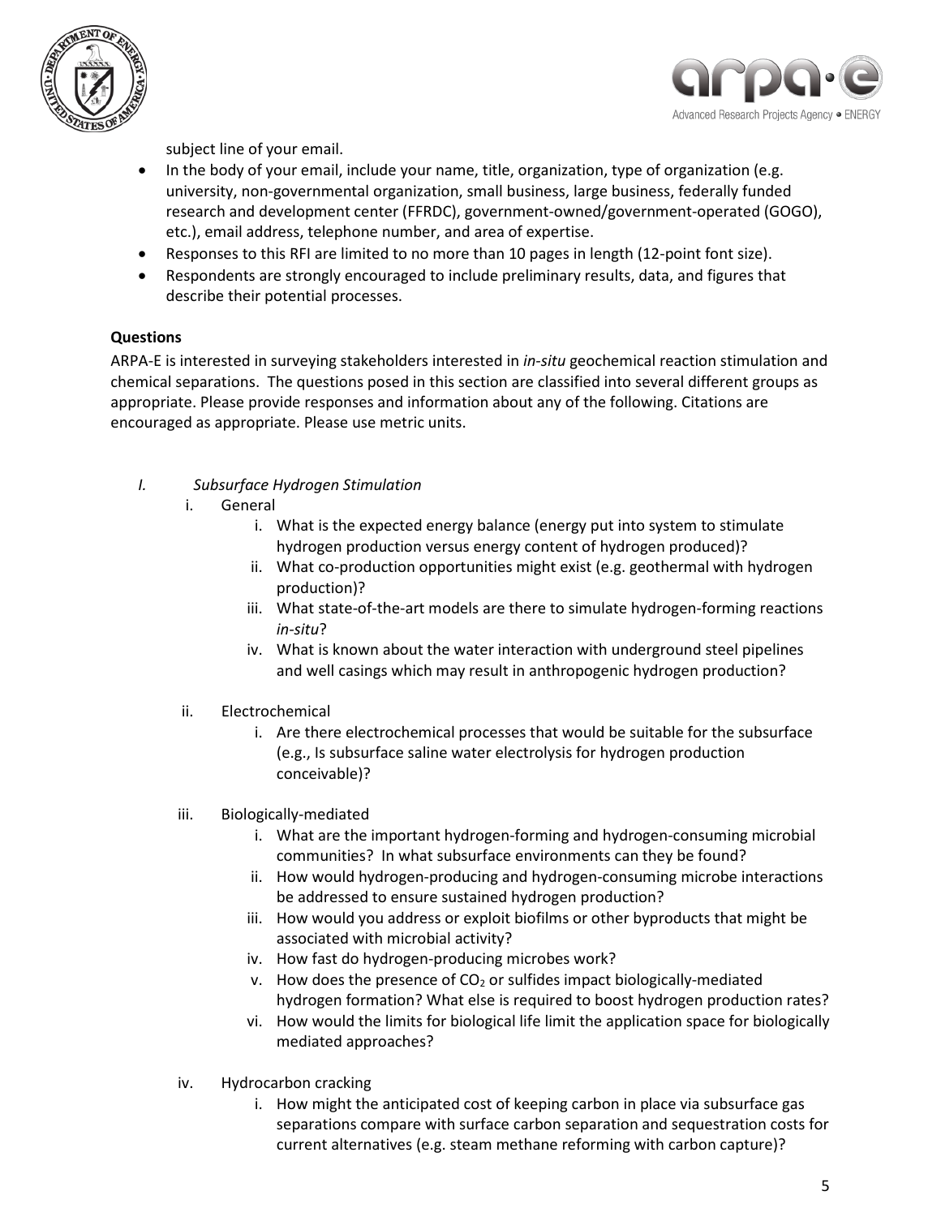subject line of your email.

- In the body of your email, include your name, title, organization, type of organization (e.g. university, non-governmental organization, small business, large business, federally funded research and development center (FFRDC), government-owned/government-operated (GOGO), etc.), email address, telephone number, and area of expertise.
- Responses to this RFI are limited to no more than 10 pages in length (12-point font size).
- Respondents are strongly encouraged to include preliminary results, data, and figures that describe their potential processes.

**Questions**

ARPA-E is interested in surveying stakeholders interested in *in-situ* geochemical reaction stimulation and chemical separations. The questions posed in this section are classified into several different groups as appropriate. Please provide responses and information about any of the following. Citations are encouraged as appropriate. Please use metric units.

I. *Subsurface Hydrogen Stimulation*

  i. General
    i. What is the expected energy balance (energy put into system to stimulate hydrogen production versus energy content of hydrogen produced)?
    ii. What co-production opportunities might exist (e.g. geothermal with hydrogen production)?
    iii. What state-of-the-art models are there to simulate hydrogen-forming reactions *in-situ*?
    iv. What is known about the water interaction with underground steel pipelines and well casings which may result in anthropogenic hydrogen production?

  ii. Electrochemical
    i. Are there electrochemical processes that would be suitable for the subsurface (e.g., Is subsurface saline water electrolysis for hydrogen production conceivable)?

  iii. Biologically-mediated
    i. What are the important hydrogen-forming and hydrogen-consuming microbial communities? In what subsurface environments can they be found?
    ii. How would hydrogen-producing and hydrogen-consuming microbe interactions be addressed to ensure sustained hydrogen production?
    iii. How would you address or exploit biofilms or other byproducts that might be associated with microbial activity?
    iv. How fast do hydrogen-producing microbes work?
    v. How does the presence of $CO_2$ or sulfides impact biologically-mediated hydrogen formation? What else is required to boost hydrogen production rates?
    vi. How would the limits for biological life limit the application space for biologically mediated approaches?

  iv. Hydrocarbon cracking
    i. How might the anticipated cost of keeping carbon in place via subsurface gas separations compare with surface carbon separation and sequestration costs for current alternatives (e.g. steam methane reforming with carbon capture)?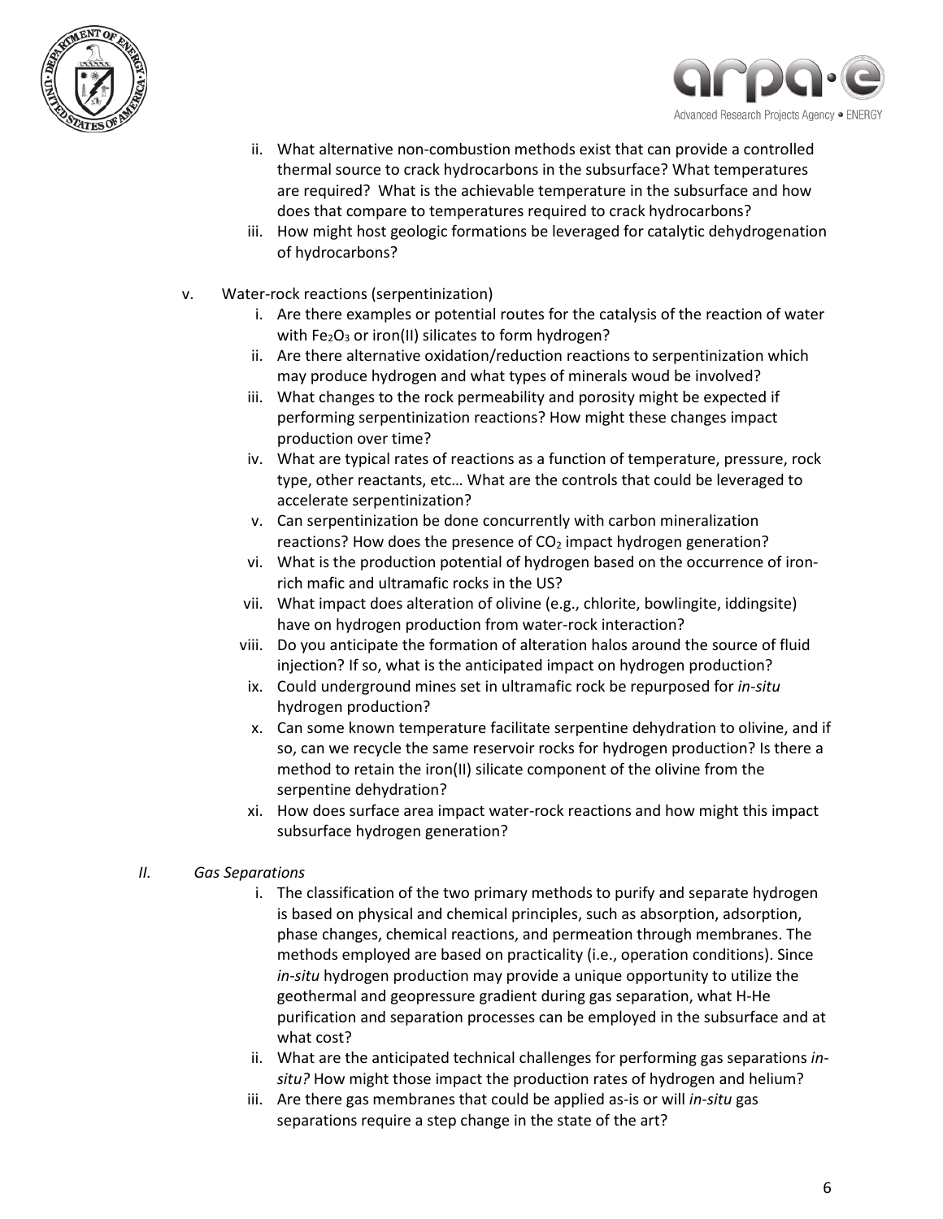ii. What alternative non-combustion methods exist that can provide a controlled thermal source to crack hydrocarbons in the subsurface? What temperatures are required? What is the achievable temperature in the subsurface and how does that compare to temperatures required to crack hydrocarbons?

iii. How might host geologic formations be leveraged for catalytic dehydrogenation of hydrocarbons?

v. Water-rock reactions (serpentinization)

i. Are there examples or potential routes for the catalysis of the reaction of water with $Fe_2O_3$ or iron(II) silicates to form hydrogen?

ii. Are there alternative oxidation/reduction reactions to serpentinization which may produce hydrogen and what types of minerals woud be involved?

iii. What changes to the rock permeability and porosity might be expected if performing serpentinization reactions? How might these changes impact production over time?

iv. What are typical rates of reactions as a function of temperature, pressure, rock type, other reactants, etc… What are the controls that could be leveraged to accelerate serpentinization?

v. Can serpentinization be done concurrently with carbon mineralization reactions? How does the presence of $CO_2$ impact hydrogen generation?

vi. What is the production potential of hydrogen based on the occurrence of iron-rich mafic and ultramafic rocks in the US?

vii. What impact does alteration of olivine (e.g., chlorite, bowlingite, iddingsite) have on hydrogen production from water-rock interaction?

viii. Do you anticipate the formation of alteration halos around the source of fluid injection? If so, what is the anticipated impact on hydrogen production?

ix. Could underground mines set in ultramafic rock be repurposed for *in-situ* hydrogen production?

x. Can some known temperature facilitate serpentine dehydration to olivine, and if so, can we recycle the same reservoir rocks for hydrogen production? Is there a method to retain the iron(II) silicate component of the olivine from the serpentine dehydration?

xi. How does surface area impact water-rock reactions and how might this impact subsurface hydrogen generation?

*II. Gas Separations*

i. The classification of the two primary methods to purify and separate hydrogen is based on physical and chemical principles, such as absorption, adsorption, phase changes, chemical reactions, and permeation through membranes. The methods employed are based on practicality (i.e., operation conditions). Since *in-situ* hydrogen production may provide a unique opportunity to utilize the geothermal and geopressure gradient during gas separation, what H-He purification and separation processes can be employed in the subsurface and at what cost?

ii. What are the anticipated technical challenges for performing gas separations *in-situ?* How might those impact the production rates of hydrogen and helium?

iii. Are there gas membranes that could be applied as-is or will *in-situ* gas separations require a step change in the state of the art?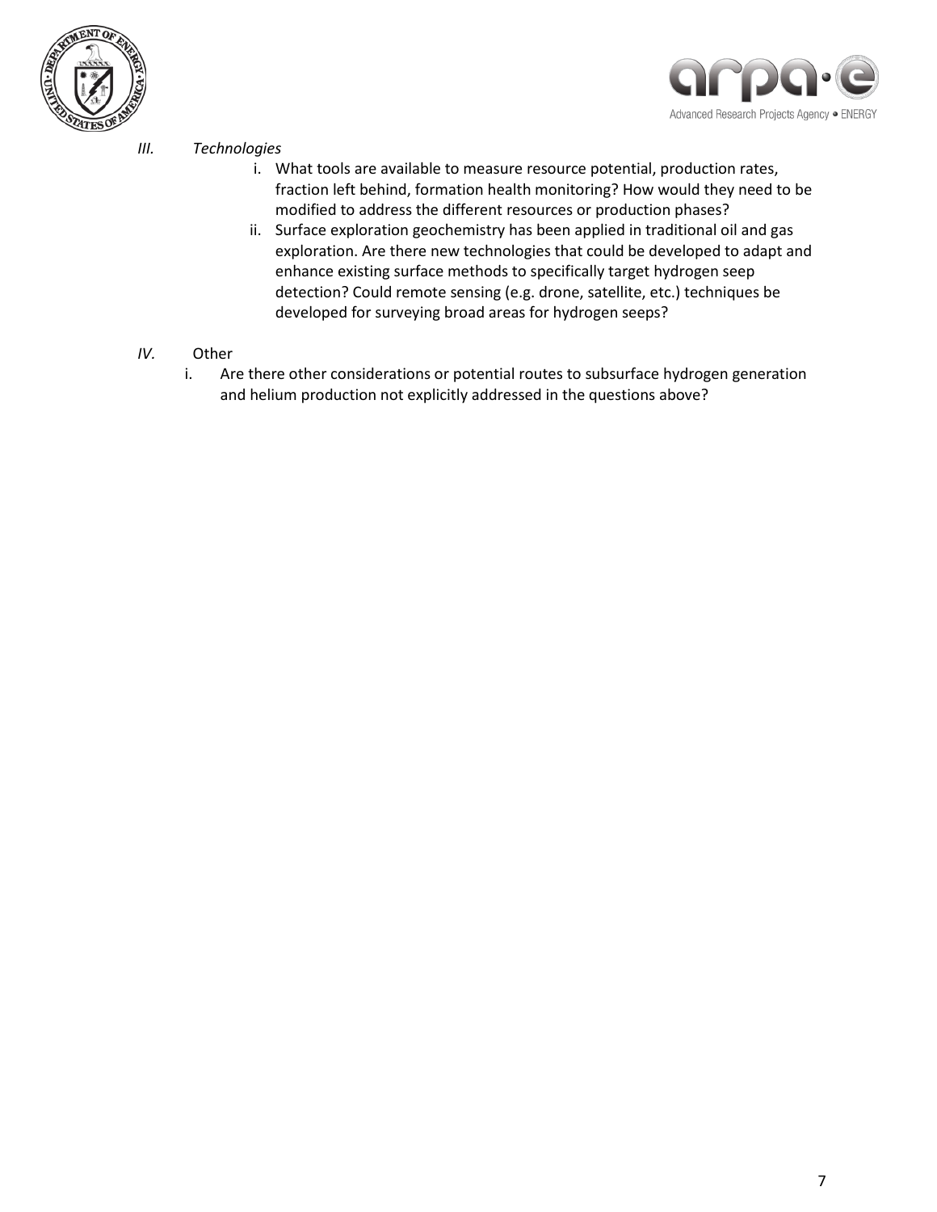*III. Technologies*

i. What tools are available to measure resource potential, production rates, fraction left behind, formation health monitoring? How would they need to be modified to address the different resources or production phases?

ii. Surface exploration geochemistry has been applied in traditional oil and gas exploration. Are there new technologies that could be developed to adapt and enhance existing surface methods to specifically target hydrogen seep detection? Could remote sensing (e.g. drone, satellite, etc.) techniques be developed for surveying broad areas for hydrogen seeps?

*IV.* Other

i. Are there other considerations or potential routes to subsurface hydrogen generation and helium production not explicitly addressed in the questions above?